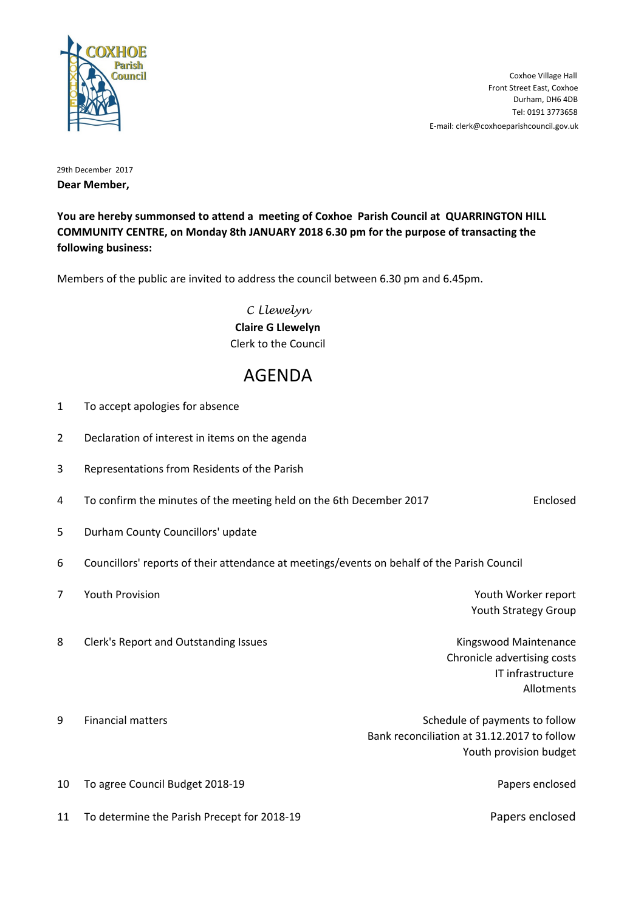COXHOE Parish Council

Coxhoe Village Hall
Front Street East, Coxhoe
Durham, DH6 4DB
Tel: 0191 3773658
E-mail: clerk@coxhoeparishcouncil.gov.uk

29th December 2017

**Dear Member,**

**You are hereby summonsed to attend a meeting of Coxhoe Parish Council at QUARRINGTON HILL COMMUNITY CENTRE, on Monday 8th JANUARY 2018 6.30 pm for the purpose of transacting the following business:**

Members of the public are invited to address the council between 6.30 pm and 6.45pm.

*C Llewelyn*
**Claire G Llewelyn**
Clerk to the Council

# AGENDA

| | | |
|---|---|---|
| 1 | To accept apologies for absence | |
| 2 | Declaration of interest in items on the agenda | |
| 3 | Representations from Residents of the Parish | |
| 4 | To confirm the minutes of the meeting held on the 6th December 2017 | Enclosed |
| 5 | Durham County Councillors' update | |
| 6 | Councillors' reports of their attendance at meetings/events on behalf of the Parish Council | |
| 7 | Youth Provision | Youth Worker report<br>Youth Strategy Group |
| 8 | Clerk's Report and Outstanding Issues | Kingswood Maintenance<br>Chronicle advertising costs<br>IT infrastructure<br>Allotments |
| 9 | Financial matters | Schedule of payments to follow<br>Bank reconciliation at 31.12.2017 to follow<br>Youth provision budget |
| 10 | To agree Council Budget 2018-19 | Papers enclosed |
| 11 | To determine the Parish Precept for 2018-19 | Papers enclosed |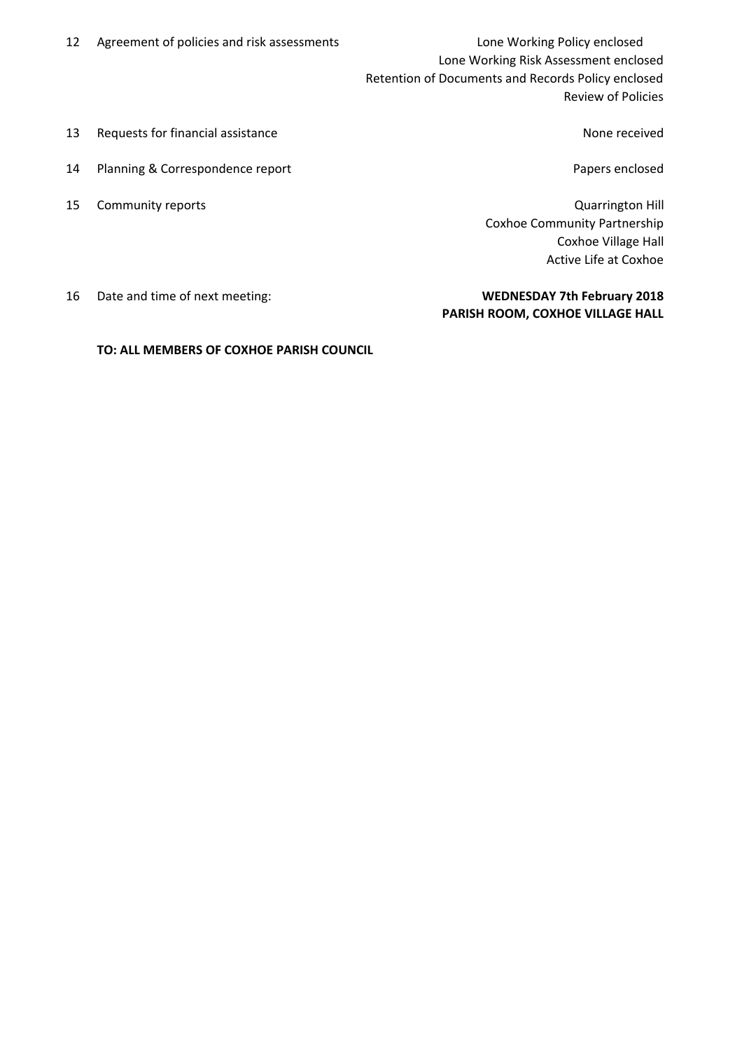| | | |
|---|---|---|
| 12 | Agreement of policies and risk assessments | Lone Working Policy enclosed<br>Lone Working Risk Assessment enclosed<br>Retention of Documents and Records Policy enclosed<br>Review of Policies |
| 13 | Requests for financial assistance | None received |
| 14 | Planning & Correspondence report | Papers enclosed |
| 15 | Community reports | Quarrington Hill<br>Coxhoe Community Partnership<br>Coxhoe Village Hall<br>Active Life at Coxhoe |
| 16 | Date and time of next meeting: | **WEDNESDAY 7th February 2018**<br>**PARISH ROOM, COXHOE VILLAGE HALL** |

**TO: ALL MEMBERS OF COXHOE PARISH COUNCIL**